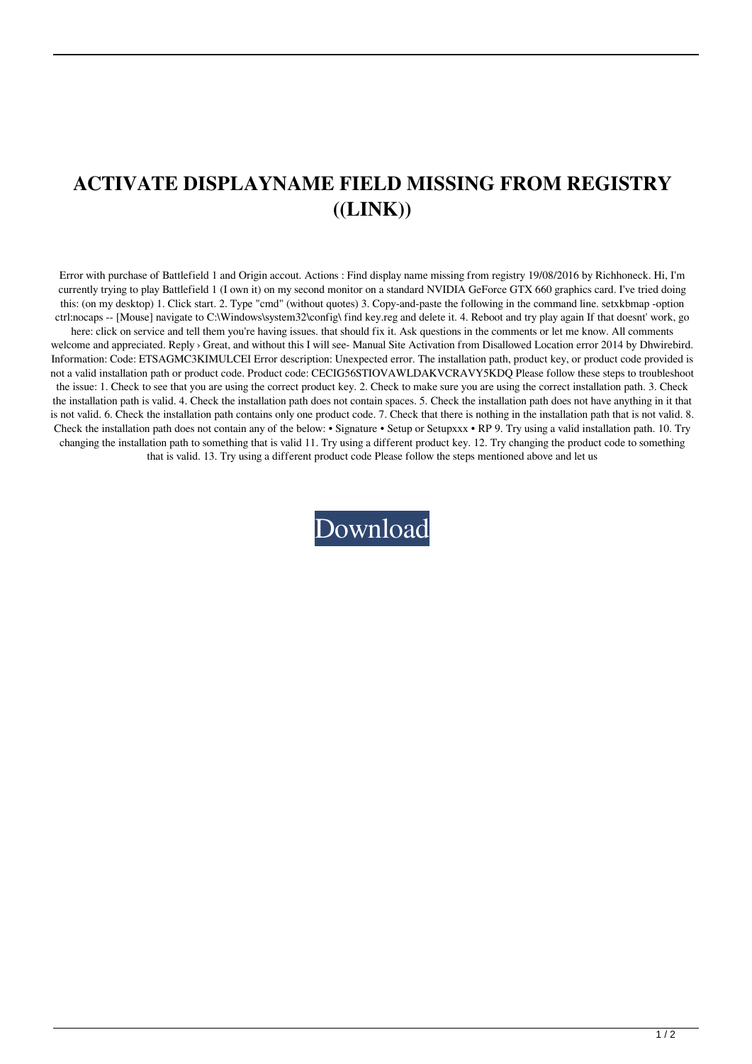# ACTIVATE DISPLAYNAME FIELD MISSING FROM REGISTRY ((LINK))

Error with purchase of Battlefield 1 and Origin accout. Actions : Find display name missing from registry 19/08/2016 by Richhoneck. Hi, I'm currently trying to play Battlefield 1 (I own it) on my second monitor on a standard NVIDIA GeForce GTX 660 graphics card. I've tried doing this: (on my desktop) 1. Click start. 2. Type "cmd" (without quotes) 3. Copy-and-paste the following in the command line. setxkbmap -option ctrl:nocaps -- [Mouse] navigate to C:\Windows\system32\config\ find key.reg and delete it. 4. Reboot and try play again If that doesnt' work, go here: click on service and tell them you're having issues. that should fix it. Ask questions in the comments or let me know. All comments welcome and appreciated. Reply › Great, and without this I will see- Manual Site Activation from Disallowed Location error 2014 by Dhwirebird. Information: Code: ETSAGMC3KIMULCEI Error description: Unexpected error. The installation path, product key, or product code provided is not a valid installation path or product code. Product code: CECIG56STIOVAWLDAKVCRAVY5KDQ Please follow these steps to troubleshoot the issue: 1. Check to see that you are using the correct product key. 2. Check to make sure you are using the correct installation path. 3. Check the installation path is valid. 4. Check the installation path does not contain spaces. 5. Check the installation path does not have anything in it that is not valid. 6. Check the installation path contains only one product code. 7. Check that there is nothing in the installation path that is not valid. 8. Check the installation path does not contain any of the below: • Signature • Setup or Setupxxx • RP 9. Try using a valid installation path. 10. Try changing the installation path to something that is valid 11. Try using a different product key. 12. Try changing the product code to something that is valid. 13. Try using a different product code Please follow the steps mentioned above and let us

Download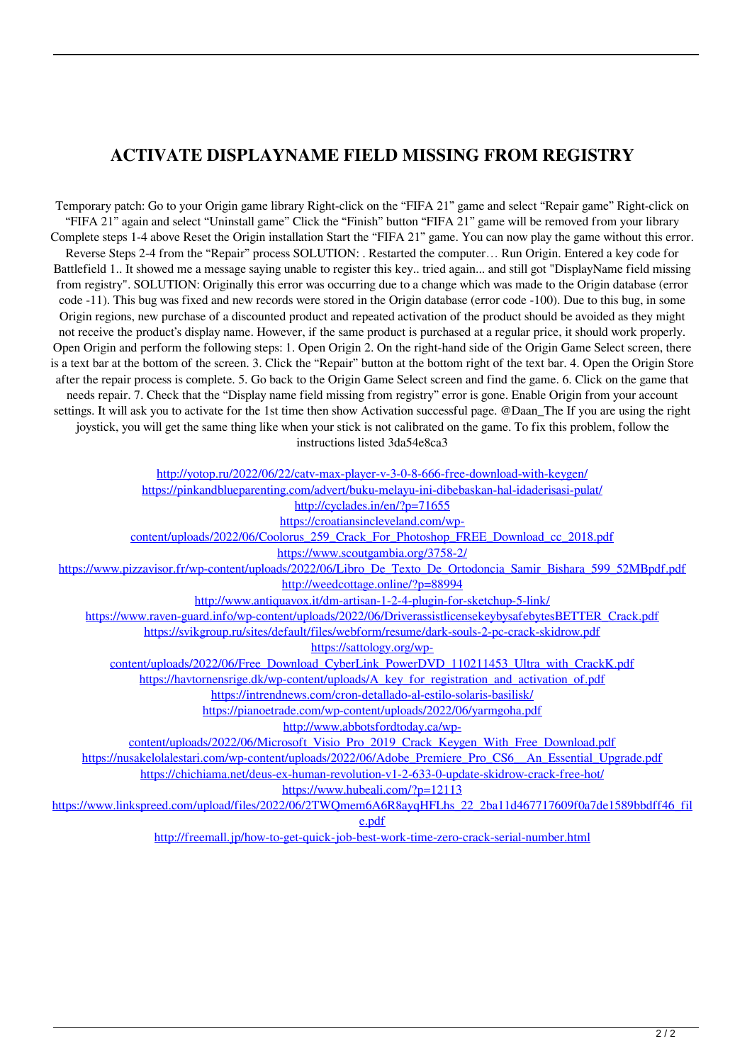# ACTIVATE DISPLAYNAME FIELD MISSING FROM REGISTRY

Temporary patch: Go to your Origin game library Right-click on the "FIFA 21" game and select "Repair game" Right-click on "FIFA 21" again and select "Uninstall game" Click the "Finish" button "FIFA 21" game will be removed from your library Complete steps 1-4 above Reset the Origin installation Start the "FIFA 21" game. You can now play the game without this error. Reverse Steps 2-4 from the "Repair" process SOLUTION: . Restarted the computer… Run Origin. Entered a key code for Battlefield 1.. It showed me a message saying unable to register this key.. tried again... and still got "DisplayName field missing from registry". SOLUTION: Originally this error was occurring due to a change which was made to the Origin database (error code -11). This bug was fixed and new records were stored in the Origin database (error code -100). Due to this bug, in some Origin regions, new purchase of a discounted product and repeated activation of the product should be avoided as they might not receive the product's display name. However, if the same product is purchased at a regular price, it should work properly. Open Origin and perform the following steps: 1. Open Origin 2. On the right-hand side of the Origin Game Select screen, there is a text bar at the bottom of the screen. 3. Click the "Repair" button at the bottom right of the text bar. 4. Open the Origin Store after the repair process is complete. 5. Go back to the Origin Game Select screen and find the game. 6. Click on the game that needs repair. 7. Check that the "Display name field missing from registry" error is gone. Enable Origin from your account settings. It will ask you to activate for the 1st time then show Activation successful page. @Daan_The If you are using the right joystick, you will get the same thing like when your stick is not calibrated on the game. To fix this problem, follow the instructions listed 3da54e8ca3

http://yotop.ru/2022/06/22/catv-max-player-v-3-0-8-666-free-download-with-keygen/
https://pinkandblueparenting.com/advert/buku-melayu-ini-dibebaskan-hal-idaderisasi-pulat/
http://cyclades.in/en/?p=71655
https://croatiansincleveland.com/wp-content/uploads/2022/06/Coolorus_259_Crack_For_Photoshop_FREE_Download_cc_2018.pdf
https://www.scoutgambia.org/3758-2/
https://www.pizzavisor.fr/wp-content/uploads/2022/06/Libro_De_Texto_De_Ortodoncia_Samir_Bishara_599_52MBpdf.pdf
http://weedcottage.online/?p=88994
http://www.antiquavox.it/dm-artisan-1-2-4-plugin-for-sketchup-5-link/
https://www.raven-guard.info/wp-content/uploads/2022/06/DriverassistlicensekeybysafebytesBETTER_Crack.pdf
https://svikgroup.ru/sites/default/files/webform/resume/dark-souls-2-pc-crack-skidrow.pdf
https://sattology.org/wp-content/uploads/2022/06/Free_Download_CyberLink_PowerDVD_110211453_Ultra_with_CrackK.pdf
https://havtornensrige.dk/wp-content/uploads/A_key_for_registration_and_activation_of.pdf
https://intrendnews.com/cron-detallado-al-estilo-solaris-basilisk/
https://pianoetrade.com/wp-content/uploads/2022/06/yarmgoha.pdf
http://www.abbotsfordtoday.ca/wp-content/uploads/2022/06/Microsoft_Visio_Pro_2019_Crack_Keygen_With_Free_Download.pdf
https://nusakelolalestari.com/wp-content/uploads/2022/06/Adobe_Premiere_Pro_CS6__An_Essential_Upgrade.pdf
https://chichiama.net/deus-ex-human-revolution-v1-2-633-0-update-skidrow-crack-free-hot/
https://www.hubeali.com/?p=12113
https://www.linkspreed.com/upload/files/2022/06/2TWQmem6A6R8ayqHFLhs_22_2ba11d467717609f0a7de1589bbdff46_file.pdf
http://freemall.jp/how-to-get-quick-job-best-work-time-zero-crack-serial-number.html